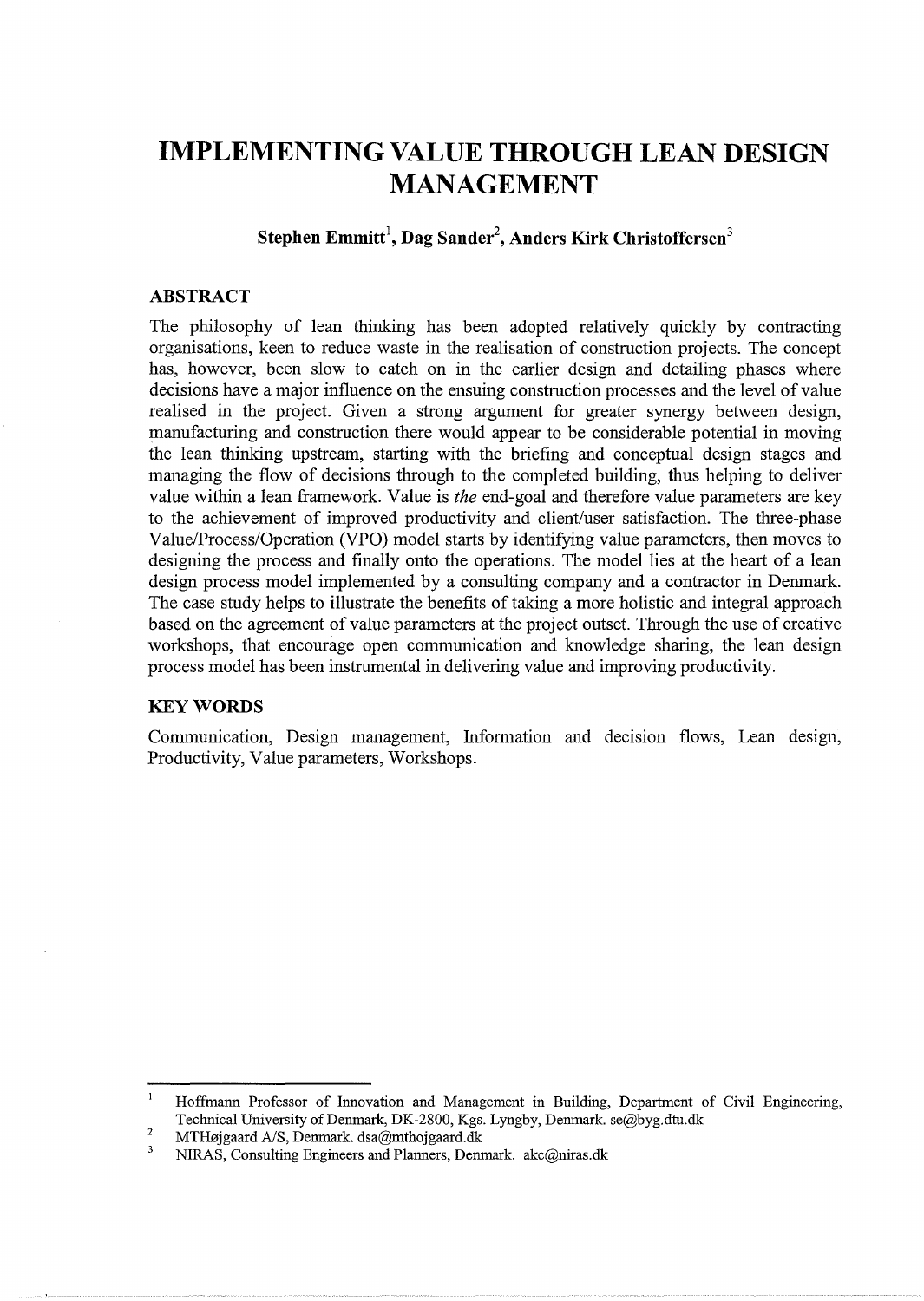# IMPLEMENTING VALUE THROUGH LEAN DESIGN MANAGEMENT

**Stephen Emmitt[1], Dag Sander[2], Anders Kirk Christoffersen[3]**

## ABSTRACT

The philosophy of lean thinking has been adopted relatively quickly by contracting organisations, keen to reduce waste in the realisation of construction projects. The concept has, however, been slow to catch on in the earlier design and detailing phases where decisions have a major influence on the ensuing construction processes and the level of value realised in the project. Given a strong argument for greater synergy between design, manufacturing and construction there would appear to be considerable potential in moving the lean thinking upstream, starting with the briefing and conceptual design stages and managing the flow of decisions through to the completed building, thus helping to deliver value within a lean framework. Value is *the* end-goal and therefore value parameters are key to the achievement of improved productivity and client/user satisfaction. The three-phase Value/Process/Operation (VPO) model starts by identifying value parameters, then moves to designing the process and finally onto the operations. The model lies at the heart of a lean design process model implemented by a consulting company and a contractor in Denmark. The case study helps to illustrate the benefits of taking a more holistic and integral approach based on the agreement of value parameters at the project outset. Through the use of creative workshops, that encourage open communication and knowledge sharing, the lean design process model has been instrumental in delivering value and improving productivity.

## KEY WORDS

Communication, Design management, Information and decision flows, Lean design, Productivity, Value parameters, Workshops.

---

[1] Hoffmann Professor of Innovation and Management in Building, Department of Civil Engineering, Technical University of Denmark, DK-2800, Kgs. Lyngby, Denmark. se@byg.dtu.dk

[2] MTHøjgaard A/S, Denmark. dsa@mthojgaard.dk

[3] NIRAS, Consulting Engineers and Planners, Denmark. akc@niras.dk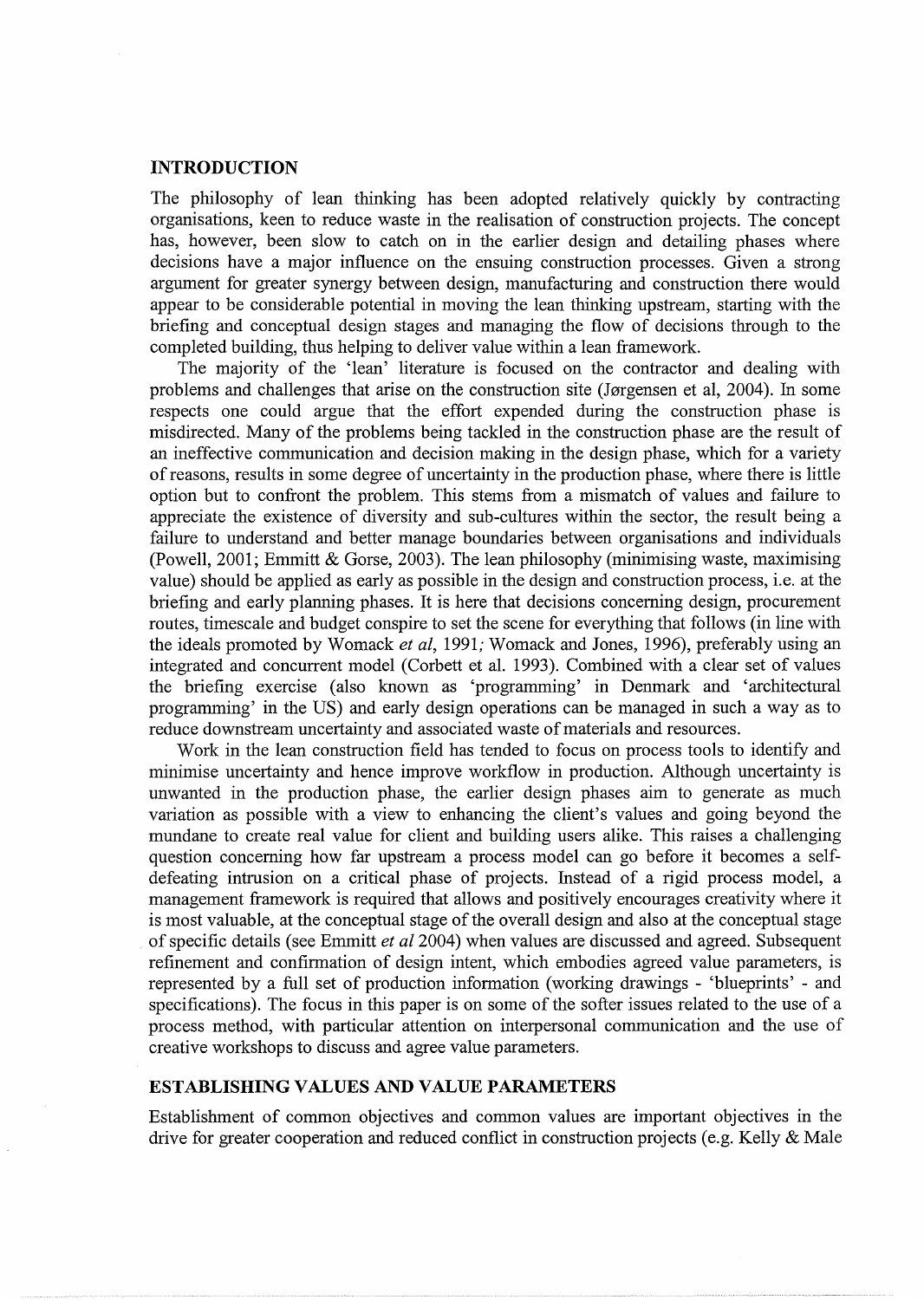## INTRODUCTION

The philosophy of lean thinking has been adopted relatively quickly by contracting organisations, keen to reduce waste in the realisation of construction projects. The concept has, however, been slow to catch on in the earlier design and detailing phases where decisions have a major influence on the ensuing construction processes. Given a strong argument for greater synergy between design, manufacturing and construction there would appear to be considerable potential in moving the lean thinking upstream, starting with the briefing and conceptual design stages and managing the flow of decisions through to the completed building, thus helping to deliver value within a lean framework.

The majority of the 'lean' literature is focused on the contractor and dealing with problems and challenges that arise on the construction site (Jørgensen et al, 2004). In some respects one could argue that the effort expended during the construction phase is misdirected. Many of the problems being tackled in the construction phase are the result of an ineffective communication and decision making in the design phase, which for a variety of reasons, results in some degree of uncertainty in the production phase, where there is little option but to confront the problem. This stems from a mismatch of values and failure to appreciate the existence of diversity and sub-cultures within the sector, the result being a failure to understand and better manage boundaries between organisations and individuals (Powell, 2001; Emmitt & Gorse, 2003). The lean philosophy (minimising waste, maximising value) should be applied as early as possible in the design and construction process, i.e. at the briefing and early planning phases. It is here that decisions concerning design, procurement routes, timescale and budget conspire to set the scene for everything that follows (in line with the ideals promoted by Womack *et al*, 1991; Womack and Jones, 1996), preferably using an integrated and concurrent model (Corbett et al. 1993). Combined with a clear set of values the briefing exercise (also known as 'programming' in Denmark and 'architectural programming' in the US) and early design operations can be managed in such a way as to reduce downstream uncertainty and associated waste of materials and resources.

Work in the lean construction field has tended to focus on process tools to identify and minimise uncertainty and hence improve workflow in production. Although uncertainty is unwanted in the production phase, the earlier design phases aim to generate as much variation as possible with a view to enhancing the client's values and going beyond the mundane to create real value for client and building users alike. This raises a challenging question concerning how far upstream a process model can go before it becomes a self-defeating intrusion on a critical phase of projects. Instead of a rigid process model, a management framework is required that allows and positively encourages creativity where it is most valuable, at the conceptual stage of the overall design and also at the conceptual stage of specific details (see Emmitt *et al* 2004) when values are discussed and agreed. Subsequent refinement and confirmation of design intent, which embodies agreed value parameters, is represented by a full set of production information (working drawings - 'blueprints' - and specifications). The focus in this paper is on some of the softer issues related to the use of a process method, with particular attention on interpersonal communication and the use of creative workshops to discuss and agree value parameters.

## ESTABLISHING VALUES AND VALUE PARAMETERS

Establishment of common objectives and common values are important objectives in the drive for greater cooperation and reduced conflict in construction projects (e.g. Kelly & Male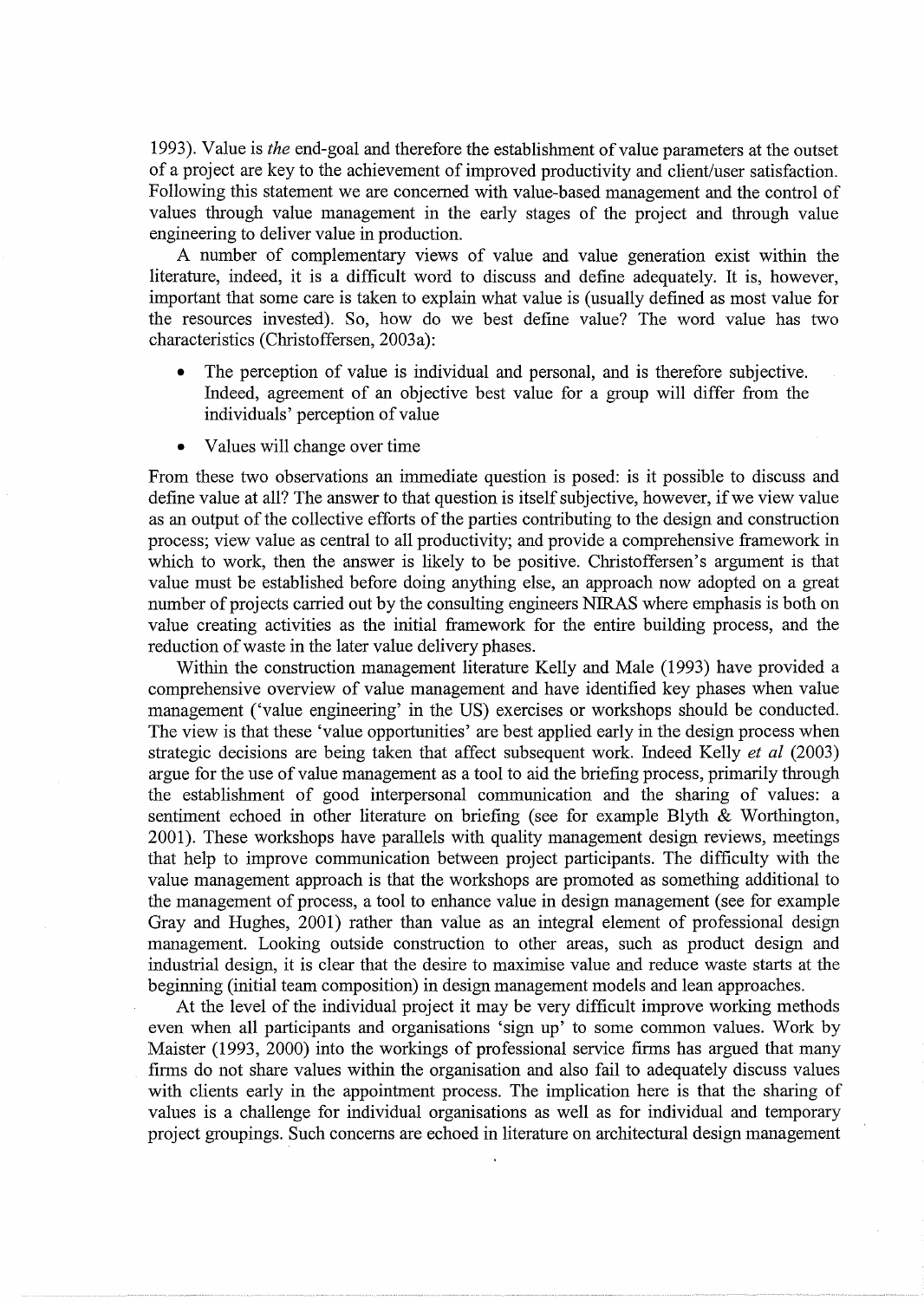1993). Value is *the* end-goal and therefore the establishment of value parameters at the outset of a project are key to the achievement of improved productivity and client/user satisfaction. Following this statement we are concerned with value-based management and the control of values through value management in the early stages of the project and through value engineering to deliver value in production.

A number of complementary views of value and value generation exist within the literature, indeed, it is a difficult word to discuss and define adequately. It is, however, important that some care is taken to explain what value is (usually defined as most value for the resources invested). So, how do we best define value? The word value has two characteristics (Christoffersen, 2003a):

- The perception of value is individual and personal, and is therefore subjective. Indeed, agreement of an objective best value for a group will differ from the individuals' perception of value
- Values will change over time

From these two observations an immediate question is posed: is it possible to discuss and define value at all? The answer to that question is itself subjective, however, if we view value as an output of the collective efforts of the parties contributing to the design and construction process; view value as central to all productivity; and provide a comprehensive framework in which to work, then the answer is likely to be positive. Christoffersen's argument is that value must be established before doing anything else, an approach now adopted on a great number of projects carried out by the consulting engineers NIRAS where emphasis is both on value creating activities as the initial framework for the entire building process, and the reduction of waste in the later value delivery phases.

Within the construction management literature Kelly and Male (1993) have provided a comprehensive overview of value management and have identified key phases when value management ('value engineering' in the US) exercises or workshops should be conducted. The view is that these 'value opportunities' are best applied early in the design process when strategic decisions are being taken that affect subsequent work. Indeed Kelly *et al* (2003) argue for the use of value management as a tool to aid the briefing process, primarily through the establishment of good interpersonal communication and the sharing of values: a sentiment echoed in other literature on briefing (see for example Blyth & Worthington, 2001). These workshops have parallels with quality management design reviews, meetings that help to improve communication between project participants. The difficulty with the value management approach is that the workshops are promoted as something additional to the management of process, a tool to enhance value in design management (see for example Gray and Hughes, 2001) rather than value as an integral element of professional design management. Looking outside construction to other areas, such as product design and industrial design, it is clear that the desire to maximise value and reduce waste starts at the beginning (initial team composition) in design management models and lean approaches.

At the level of the individual project it may be very difficult improve working methods even when all participants and organisations 'sign up' to some common values. Work by Maister (1993, 2000) into the workings of professional service firms has argued that many firms do not share values within the organisation and also fail to adequately discuss values with clients early in the appointment process. The implication here is that the sharing of values is a challenge for individual organisations as well as for individual and temporary project groupings. Such concerns are echoed in literature on architectural design management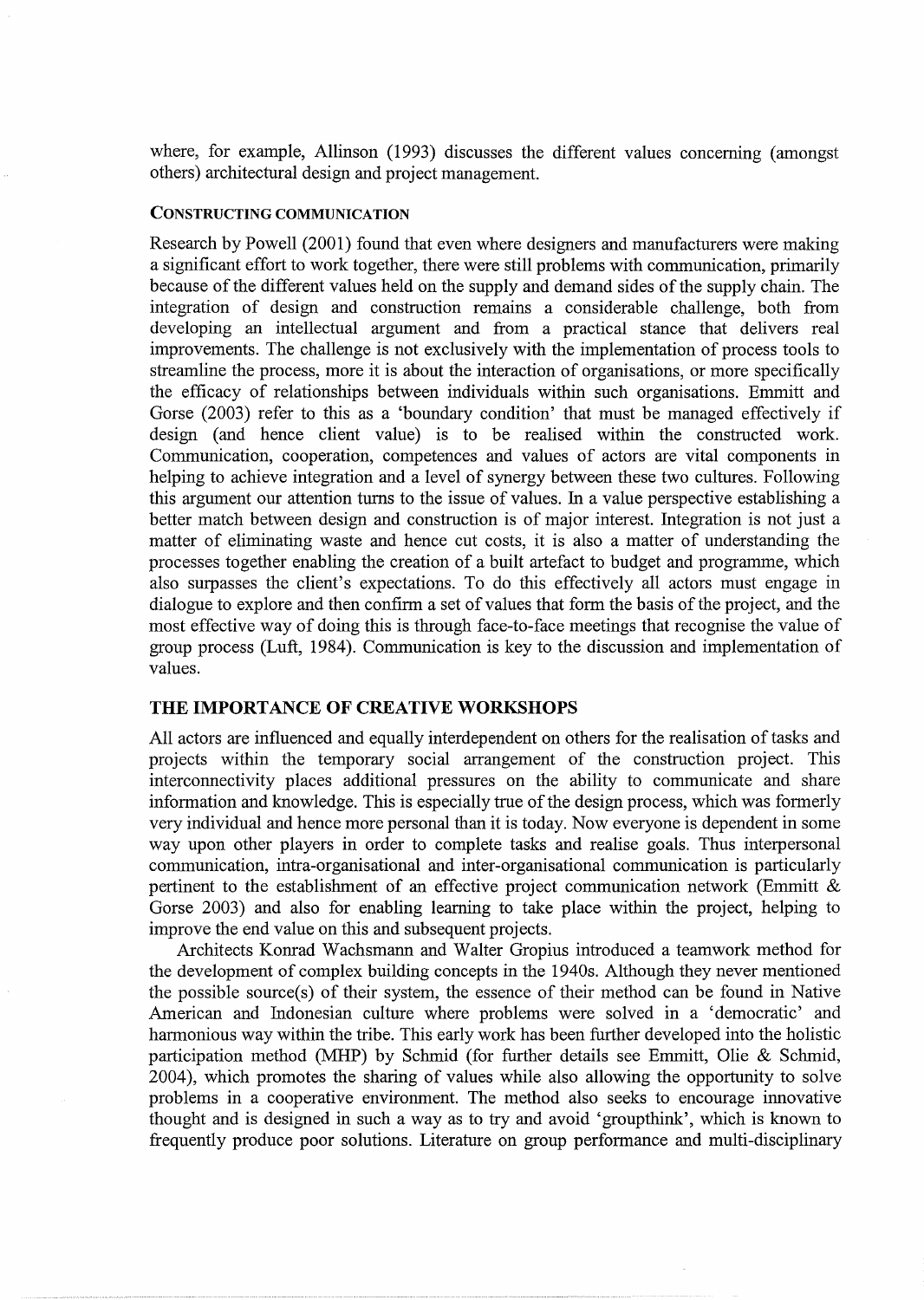where, for example, Allinson (1993) discusses the different values concerning (amongst others) architectural design and project management.

### CONSTRUCTING COMMUNICATION

Research by Powell (2001) found that even where designers and manufacturers were making a significant effort to work together, there were still problems with communication, primarily because of the different values held on the supply and demand sides of the supply chain. The integration of design and construction remains a considerable challenge, both from developing an intellectual argument and from a practical stance that delivers real improvements. The challenge is not exclusively with the implementation of process tools to streamline the process, more it is about the interaction of organisations, or more specifically the efficacy of relationships between individuals within such organisations. Emmitt and Gorse (2003) refer to this as a 'boundary condition' that must be managed effectively if design (and hence client value) is to be realised within the constructed work. Communication, cooperation, competences and values of actors are vital components in helping to achieve integration and a level of synergy between these two cultures. Following this argument our attention turns to the issue of values. In a value perspective establishing a better match between design and construction is of major interest. Integration is not just a matter of eliminating waste and hence cut costs, it is also a matter of understanding the processes together enabling the creation of a built artefact to budget and programme, which also surpasses the client's expectations. To do this effectively all actors must engage in dialogue to explore and then confirm a set of values that form the basis of the project, and the most effective way of doing this is through face-to-face meetings that recognise the value of group process (Luft, 1984). Communication is key to the discussion and implementation of values.

## THE IMPORTANCE OF CREATIVE WORKSHOPS

All actors are influenced and equally interdependent on others for the realisation of tasks and projects within the temporary social arrangement of the construction project. This interconnectivity places additional pressures on the ability to communicate and share information and knowledge. This is especially true of the design process, which was formerly very individual and hence more personal than it is today. Now everyone is dependent in some way upon other players in order to complete tasks and realise goals. Thus interpersonal communication, intra-organisational and inter-organisational communication is particularly pertinent to the establishment of an effective project communication network (Emmitt & Gorse 2003) and also for enabling learning to take place within the project, helping to improve the end value on this and subsequent projects.

Architects Konrad Wachsmann and Walter Gropius introduced a teamwork method for the development of complex building concepts in the 1940s. Although they never mentioned the possible source(s) of their system, the essence of their method can be found in Native American and Indonesian culture where problems were solved in a 'democratic' and harmonious way within the tribe. This early work has been further developed into the holistic participation method (MHP) by Schmid (for further details see Emmitt, Olie & Schmid, 2004), which promotes the sharing of values while also allowing the opportunity to solve problems in a cooperative environment. The method also seeks to encourage innovative thought and is designed in such a way as to try and avoid 'groupthink', which is known to frequently produce poor solutions. Literature on group performance and multi-disciplinary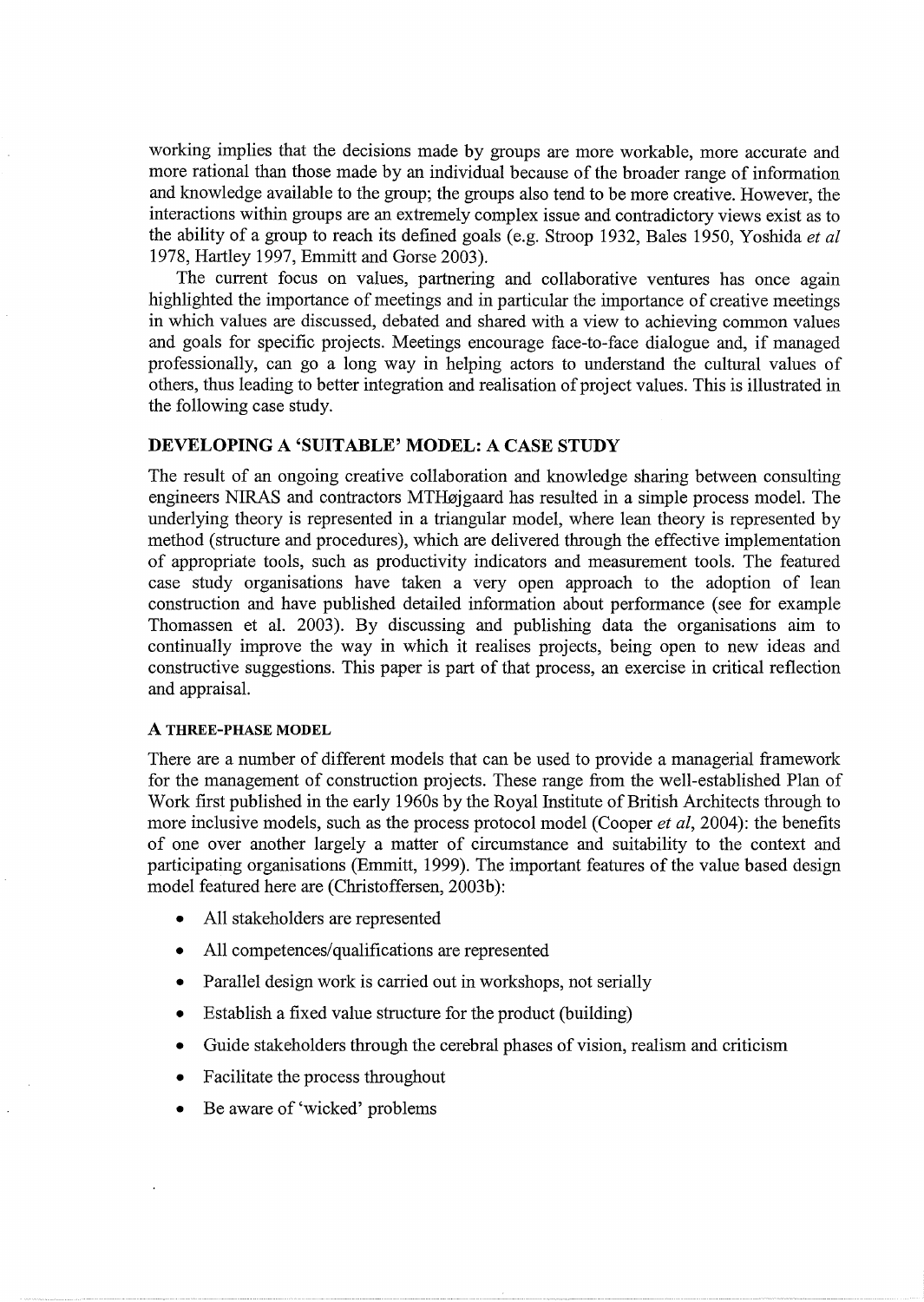working implies that the decisions made by groups are more workable, more accurate and more rational than those made by an individual because of the broader range of information and knowledge available to the group; the groups also tend to be more creative. However, the interactions within groups are an extremely complex issue and contradictory views exist as to the ability of a group to reach its defined goals (e.g. Stroop 1932, Bales 1950, Yoshida *et al* 1978, Hartley 1997, Emmitt and Gorse 2003).

The current focus on values, partnering and collaborative ventures has once again highlighted the importance of meetings and in particular the importance of creative meetings in which values are discussed, debated and shared with a view to achieving common values and goals for specific projects. Meetings encourage face-to-face dialogue and, if managed professionally, can go a long way in helping actors to understand the cultural values of others, thus leading to better integration and realisation of project values. This is illustrated in the following case study.

## DEVELOPING A 'SUITABLE' MODEL: A CASE STUDY

The result of an ongoing creative collaboration and knowledge sharing between consulting engineers NIRAS and contractors MTHøjgaard has resulted in a simple process model. The underlying theory is represented in a triangular model, where lean theory is represented by method (structure and procedures), which are delivered through the effective implementation of appropriate tools, such as productivity indicators and measurement tools. The featured case study organisations have taken a very open approach to the adoption of lean construction and have published detailed information about performance (see for example Thomassen et al. 2003). By discussing and publishing data the organisations aim to continually improve the way in which it realises projects, being open to new ideas and constructive suggestions. This paper is part of that process, an exercise in critical reflection and appraisal.

### A THREE-PHASE MODEL

There are a number of different models that can be used to provide a managerial framework for the management of construction projects. These range from the well-established Plan of Work first published in the early 1960s by the Royal Institute of British Architects through to more inclusive models, such as the process protocol model (Cooper *et al*, 2004): the benefits of one over another largely a matter of circumstance and suitability to the context and participating organisations (Emmitt, 1999). The important features of the value based design model featured here are (Christoffersen, 2003b):

- All stakeholders are represented
- All competences/qualifications are represented
- Parallel design work is carried out in workshops, not serially
- Establish a fixed value structure for the product (building)
- Guide stakeholders through the cerebral phases of vision, realism and criticism
- Facilitate the process throughout
- Be aware of 'wicked' problems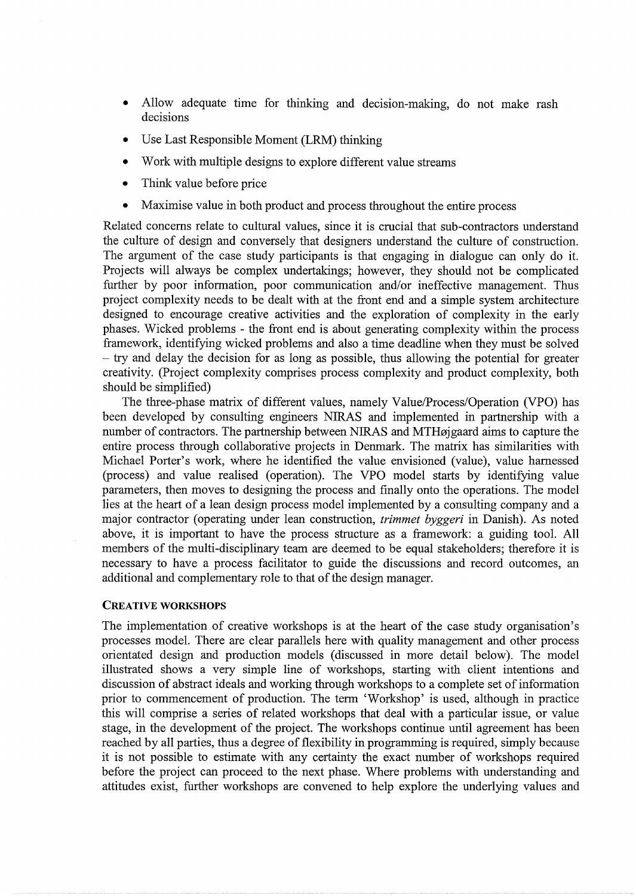- Allow adequate time for thinking and decision-making, do not make rash decisions
- Use Last Responsible Moment (LRM) thinking
- Work with multiple designs to explore different value streams
- Think value before price
- Maximise value in both product and process throughout the entire process

Related concerns relate to cultural values, since it is crucial that sub-contractors understand the culture of design and conversely that designers understand the culture of construction. The argument of the case study participants is that engaging in dialogue can only do it. Projects will always be complex undertakings; however, they should not be complicated further by poor information, poor communication and/or ineffective management. Thus project complexity needs to be dealt with at the front end and a simple system architecture designed to encourage creative activities and the exploration of complexity in the early phases. Wicked problems - the front end is about generating complexity within the process framework, identifying wicked problems and also a time deadline when they must be solved – try and delay the decision for as long as possible, thus allowing the potential for greater creativity. (Project complexity comprises process complexity and product complexity, both should be simplified)

The three-phase matrix of different values, namely Value/Process/Operation (VPO) has been developed by consulting engineers NIRAS and implemented in partnership with a number of contractors. The partnership between NIRAS and MTHøjgaard aims to capture the entire process through collaborative projects in Denmark. The matrix has similarities with Michael Porter's work, where he identified the value envisioned (value), value harnessed (process) and value realised (operation). The VPO model starts by identifying value parameters, then moves to designing the process and finally onto the operations. The model lies at the heart of a lean design process model implemented by a consulting company and a major contractor (operating under lean construction, *trimmet byggeri* in Danish). As noted above, it is important to have the process structure as a framework: a guiding tool. All members of the multi-disciplinary team are deemed to be equal stakeholders; therefore it is necessary to have a process facilitator to guide the discussions and record outcomes, an additional and complementary role to that of the design manager.

### CREATIVE WORKSHOPS

The implementation of creative workshops is at the heart of the case study organisation's processes model. There are clear parallels here with quality management and other process orientated design and production models (discussed in more detail below). The model illustrated shows a very simple line of workshops, starting with client intentions and discussion of abstract ideals and working through workshops to a complete set of information prior to commencement of production. The term 'Workshop' is used, although in practice this will comprise a series of related workshops that deal with a particular issue, or value stage, in the development of the project. The workshops continue until agreement has been reached by all parties, thus a degree of flexibility in programming is required, simply because it is not possible to estimate with any certainty the exact number of workshops required before the project can proceed to the next phase. Where problems with understanding and attitudes exist, further workshops are convened to help explore the underlying values and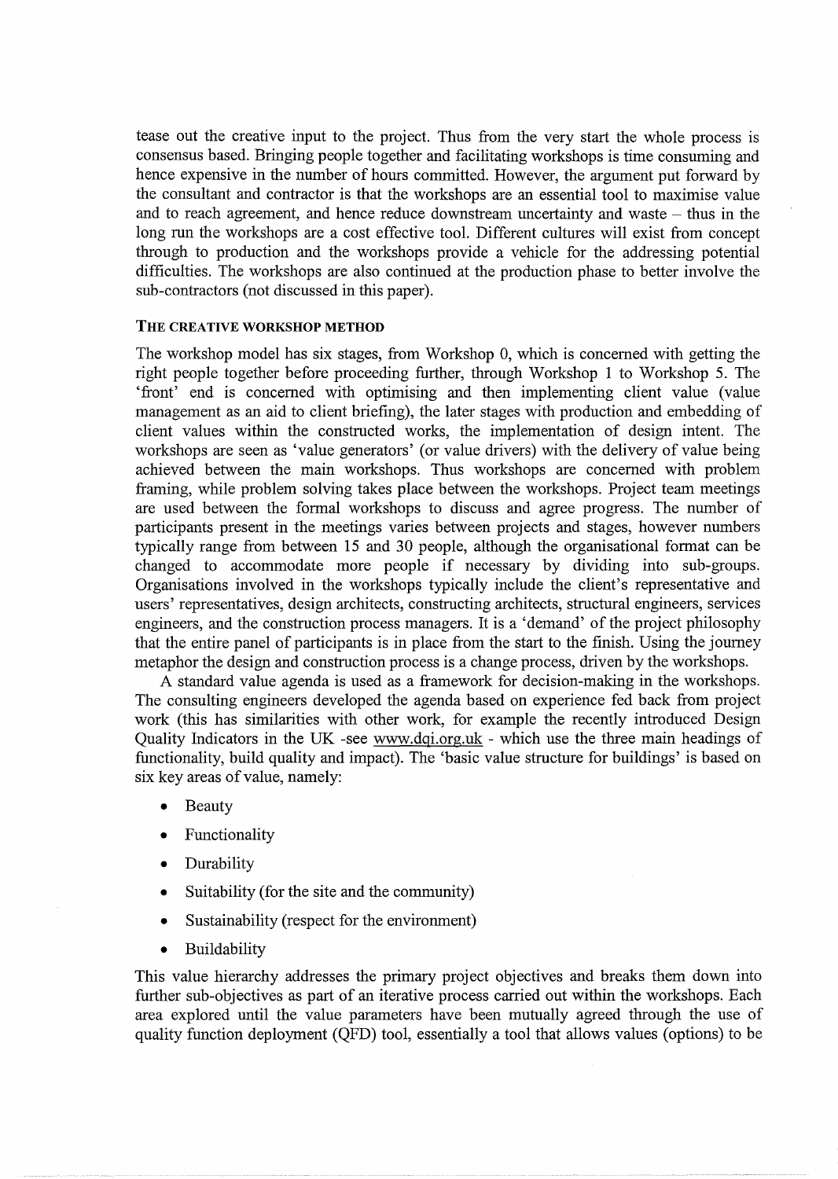tease out the creative input to the project. Thus from the very start the whole process is consensus based. Bringing people together and facilitating workshops is time consuming and hence expensive in the number of hours committed. However, the argument put forward by the consultant and contractor is that the workshops are an essential tool to maximise value and to reach agreement, and hence reduce downstream uncertainty and waste – thus in the long run the workshops are a cost effective tool. Different cultures will exist from concept through to production and the workshops provide a vehicle for the addressing potential difficulties. The workshops are also continued at the production phase to better involve the sub-contractors (not discussed in this paper).

### THE CREATIVE WORKSHOP METHOD

The workshop model has six stages, from Workshop 0, which is concerned with getting the right people together before proceeding further, through Workshop 1 to Workshop 5. The 'front' end is concerned with optimising and then implementing client value (value management as an aid to client briefing), the later stages with production and embedding of client values within the constructed works, the implementation of design intent. The workshops are seen as 'value generators' (or value drivers) with the delivery of value being achieved between the main workshops. Thus workshops are concerned with problem framing, while problem solving takes place between the workshops. Project team meetings are used between the formal workshops to discuss and agree progress. The number of participants present in the meetings varies between projects and stages, however numbers typically range from between 15 and 30 people, although the organisational format can be changed to accommodate more people if necessary by dividing into sub-groups. Organisations involved in the workshops typically include the client's representative and users' representatives, design architects, constructing architects, structural engineers, services engineers, and the construction process managers. It is a 'demand' of the project philosophy that the entire panel of participants is in place from the start to the finish. Using the journey metaphor the design and construction process is a change process, driven by the workshops.

A standard value agenda is used as a framework for decision-making in the workshops. The consulting engineers developed the agenda based on experience fed back from project work (this has similarities with other work, for example the recently introduced Design Quality Indicators in the UK -see www.dqi.org.uk - which use the three main headings of functionality, build quality and impact). The 'basic value structure for buildings' is based on six key areas of value, namely:

- Beauty
- Functionality
- Durability
- Suitability (for the site and the community)
- Sustainability (respect for the environment)
- Buildability

This value hierarchy addresses the primary project objectives and breaks them down into further sub-objectives as part of an iterative process carried out within the workshops. Each area explored until the value parameters have been mutually agreed through the use of quality function deployment (QFD) tool, essentially a tool that allows values (options) to be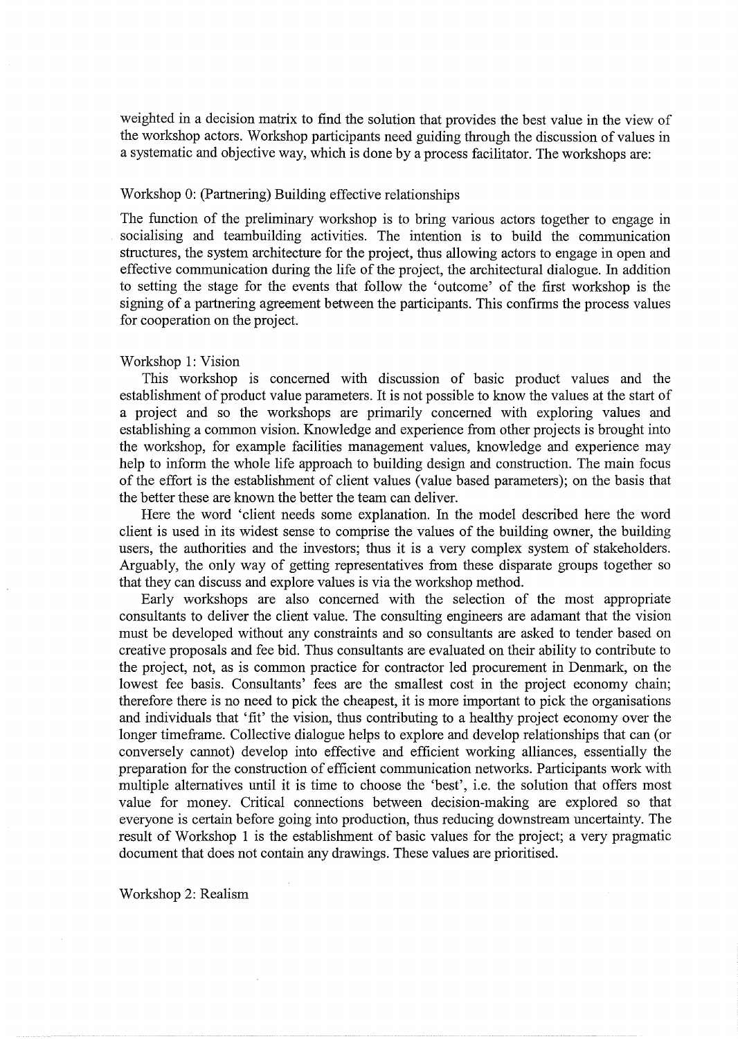weighted in a decision matrix to find the solution that provides the best value in the view of the workshop actors. Workshop participants need guiding through the discussion of values in a systematic and objective way, which is done by a process facilitator. The workshops are:

Workshop 0: (Partnering) Building effective relationships

The function of the preliminary workshop is to bring various actors together to engage in socialising and teambuilding activities. The intention is to build the communication structures, the system architecture for the project, thus allowing actors to engage in open and effective communication during the life of the project, the architectural dialogue. In addition to setting the stage for the events that follow the 'outcome' of the first workshop is the signing of a partnering agreement between the participants. This confirms the process values for cooperation on the project.

Workshop 1: Vision

This workshop is concerned with discussion of basic product values and the establishment of product value parameters. It is not possible to know the values at the start of a project and so the workshops are primarily concerned with exploring values and establishing a common vision. Knowledge and experience from other projects is brought into the workshop, for example facilities management values, knowledge and experience may help to inform the whole life approach to building design and construction. The main focus of the effort is the establishment of client values (value based parameters); on the basis that the better these are known the better the team can deliver.

Here the word 'client needs some explanation. In the model described here the word client is used in its widest sense to comprise the values of the building owner, the building users, the authorities and the investors; thus it is a very complex system of stakeholders. Arguably, the only way of getting representatives from these disparate groups together so that they can discuss and explore values is via the workshop method.

Early workshops are also concerned with the selection of the most appropriate consultants to deliver the client value. The consulting engineers are adamant that the vision must be developed without any constraints and so consultants are asked to tender based on creative proposals and fee bid. Thus consultants are evaluated on their ability to contribute to the project, not, as is common practice for contractor led procurement in Denmark, on the lowest fee basis. Consultants' fees are the smallest cost in the project economy chain; therefore there is no need to pick the cheapest, it is more important to pick the organisations and individuals that 'fit' the vision, thus contributing to a healthy project economy over the longer timeframe. Collective dialogue helps to explore and develop relationships that can (or conversely cannot) develop into effective and efficient working alliances, essentially the preparation for the construction of efficient communication networks. Participants work with multiple alternatives until it is time to choose the 'best', i.e. the solution that offers most value for money. Critical connections between decision-making are explored so that everyone is certain before going into production, thus reducing downstream uncertainty. The result of Workshop 1 is the establishment of basic values for the project; a very pragmatic document that does not contain any drawings. These values are prioritised.

Workshop 2: Realism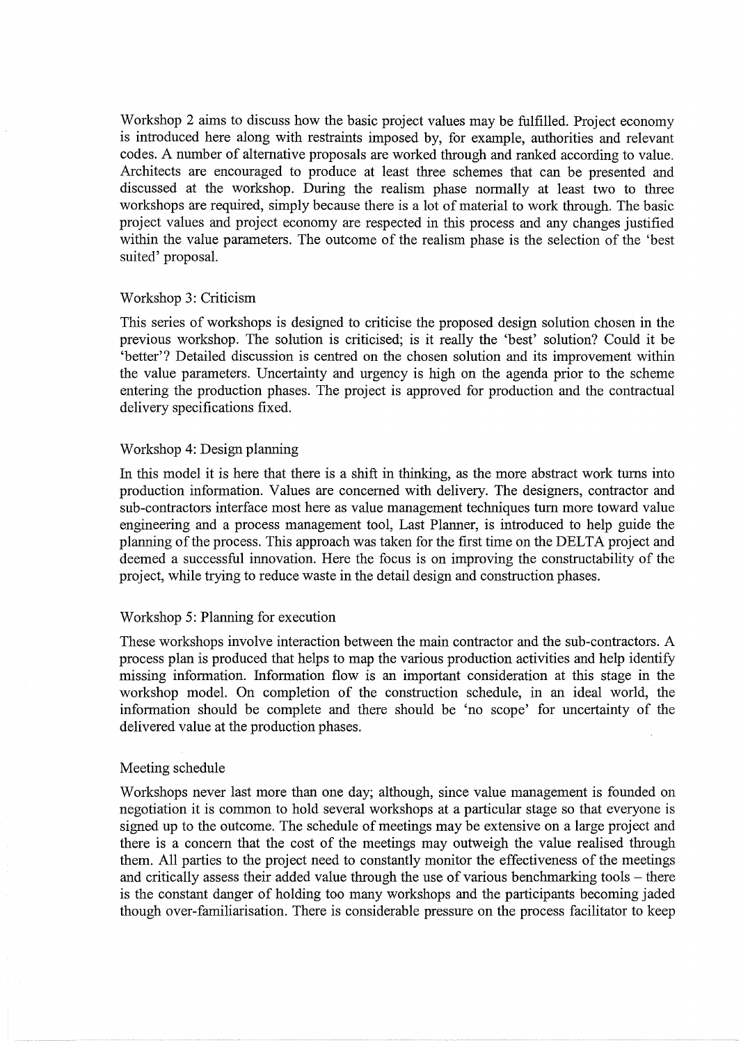Workshop 2 aims to discuss how the basic project values may be fulfilled. Project economy is introduced here along with restraints imposed by, for example, authorities and relevant codes. A number of alternative proposals are worked through and ranked according to value. Architects are encouraged to produce at least three schemes that can be presented and discussed at the workshop. During the realism phase normally at least two to three workshops are required, simply because there is a lot of material to work through. The basic project values and project economy are respected in this process and any changes justified within the value parameters. The outcome of the realism phase is the selection of the 'best suited' proposal.

Workshop 3: Criticism

This series of workshops is designed to criticise the proposed design solution chosen in the previous workshop. The solution is criticised; is it really the 'best' solution? Could it be 'better'? Detailed discussion is centred on the chosen solution and its improvement within the value parameters. Uncertainty and urgency is high on the agenda prior to the scheme entering the production phases. The project is approved for production and the contractual delivery specifications fixed.

Workshop 4: Design planning

In this model it is here that there is a shift in thinking, as the more abstract work turns into production information. Values are concerned with delivery. The designers, contractor and sub-contractors interface most here as value management techniques turn more toward value engineering and a process management tool, Last Planner, is introduced to help guide the planning of the process. This approach was taken for the first time on the DELTA project and deemed a successful innovation. Here the focus is on improving the constructability of the project, while trying to reduce waste in the detail design and construction phases.

Workshop 5: Planning for execution

These workshops involve interaction between the main contractor and the sub-contractors. A process plan is produced that helps to map the various production activities and help identify missing information. Information flow is an important consideration at this stage in the workshop model. On completion of the construction schedule, in an ideal world, the information should be complete and there should be 'no scope' for uncertainty of the delivered value at the production phases.

Meeting schedule

Workshops never last more than one day; although, since value management is founded on negotiation it is common to hold several workshops at a particular stage so that everyone is signed up to the outcome. The schedule of meetings may be extensive on a large project and there is a concern that the cost of the meetings may outweigh the value realised through them. All parties to the project need to constantly monitor the effectiveness of the meetings and critically assess their added value through the use of various benchmarking tools – there is the constant danger of holding too many workshops and the participants becoming jaded though over-familiarisation. There is considerable pressure on the process facilitator to keep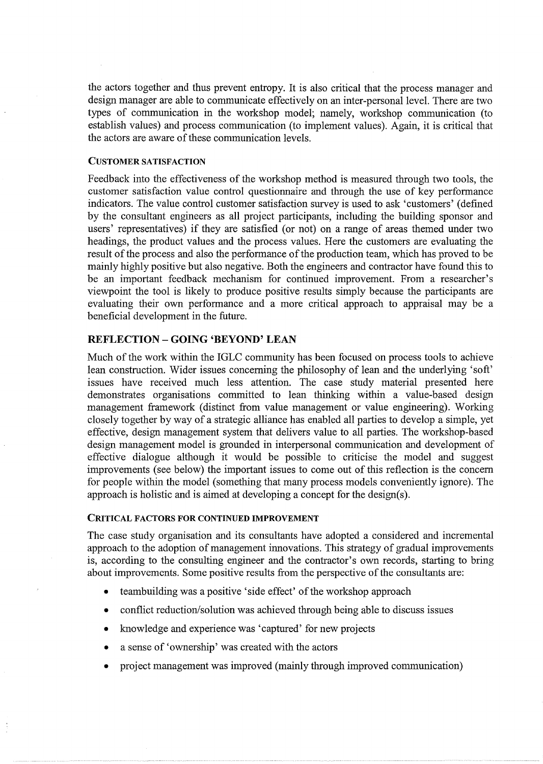the actors together and thus prevent entropy. It is also critical that the process manager and design manager are able to communicate effectively on an inter-personal level. There are two types of communication in the workshop model; namely, workshop communication (to establish values) and process communication (to implement values). Again, it is critical that the actors are aware of these communication levels.

### CUSTOMER SATISFACTION

Feedback into the effectiveness of the workshop method is measured through two tools, the customer satisfaction value control questionnaire and through the use of key performance indicators. The value control customer satisfaction survey is used to ask 'customers' (defined by the consultant engineers as all project participants, including the building sponsor and users' representatives) if they are satisfied (or not) on a range of areas themed under two headings, the product values and the process values. Here the customers are evaluating the result of the process and also the performance of the production team, which has proved to be mainly highly positive but also negative. Both the engineers and contractor have found this to be an important feedback mechanism for continued improvement. From a researcher's viewpoint the tool is likely to produce positive results simply because the participants are evaluating their own performance and a more critical approach to appraisal may be a beneficial development in the future.

## REFLECTION – GOING 'BEYOND' LEAN

Much of the work within the IGLC community has been focused on process tools to achieve lean construction. Wider issues concerning the philosophy of lean and the underlying 'soft' issues have received much less attention. The case study material presented here demonstrates organisations committed to lean thinking within a value-based design management framework (distinct from value management or value engineering). Working closely together by way of a strategic alliance has enabled all parties to develop a simple, yet effective, design management system that delivers value to all parties. The workshop-based design management model is grounded in interpersonal communication and development of effective dialogue although it would be possible to criticise the model and suggest improvements (see below) the important issues to come out of this reflection is the concern for people within the model (something that many process models conveniently ignore). The approach is holistic and is aimed at developing a concept for the design(s).

### CRITICAL FACTORS FOR CONTINUED IMPROVEMENT

The case study organisation and its consultants have adopted a considered and incremental approach to the adoption of management innovations. This strategy of gradual improvements is, according to the consulting engineer and the contractor's own records, starting to bring about improvements. Some positive results from the perspective of the consultants are:

- teambuilding was a positive 'side effect' of the workshop approach
- conflict reduction/solution was achieved through being able to discuss issues
- knowledge and experience was 'captured' for new projects
- a sense of 'ownership' was created with the actors
- project management was improved (mainly through improved communication)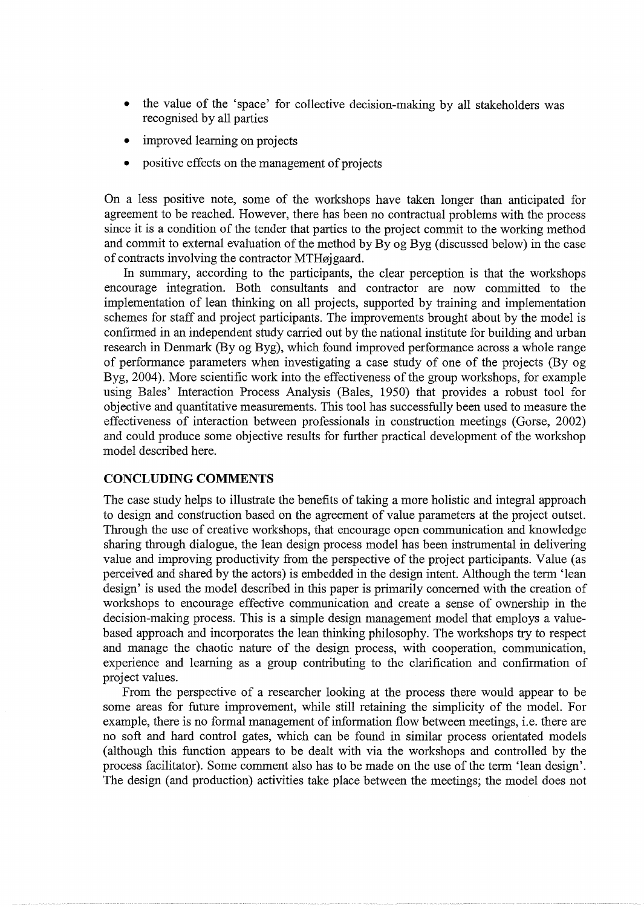- the value of the 'space' for collective decision-making by all stakeholders was recognised by all parties
- improved learning on projects
- positive effects on the management of projects

On a less positive note, some of the workshops have taken longer than anticipated for agreement to be reached. However, there has been no contractual problems with the process since it is a condition of the tender that parties to the project commit to the working method and commit to external evaluation of the method by By og Byg (discussed below) in the case of contracts involving the contractor MTHøjgaard.

In summary, according to the participants, the clear perception is that the workshops encourage integration. Both consultants and contractor are now committed to the implementation of lean thinking on all projects, supported by training and implementation schemes for staff and project participants. The improvements brought about by the model is confirmed in an independent study carried out by the national institute for building and urban research in Denmark (By og Byg), which found improved performance across a whole range of performance parameters when investigating a case study of one of the projects (By og Byg, 2004). More scientific work into the effectiveness of the group workshops, for example using Bales' Interaction Process Analysis (Bales, 1950) that provides a robust tool for objective and quantitative measurements. This tool has successfully been used to measure the effectiveness of interaction between professionals in construction meetings (Gorse, 2002) and could produce some objective results for further practical development of the workshop model described here.

## CONCLUDING COMMENTS

The case study helps to illustrate the benefits of taking a more holistic and integral approach to design and construction based on the agreement of value parameters at the project outset. Through the use of creative workshops, that encourage open communication and knowledge sharing through dialogue, the lean design process model has been instrumental in delivering value and improving productivity from the perspective of the project participants. Value (as perceived and shared by the actors) is embedded in the design intent. Although the term 'lean design' is used the model described in this paper is primarily concerned with the creation of workshops to encourage effective communication and create a sense of ownership in the decision-making process. This is a simple design management model that employs a value-based approach and incorporates the lean thinking philosophy. The workshops try to respect and manage the chaotic nature of the design process, with cooperation, communication, experience and learning as a group contributing to the clarification and confirmation of project values.

From the perspective of a researcher looking at the process there would appear to be some areas for future improvement, while still retaining the simplicity of the model. For example, there is no formal management of information flow between meetings, i.e. there are no soft and hard control gates, which can be found in similar process orientated models (although this function appears to be dealt with via the workshops and controlled by the process facilitator). Some comment also has to be made on the use of the term 'lean design'. The design (and production) activities take place between the meetings; the model does not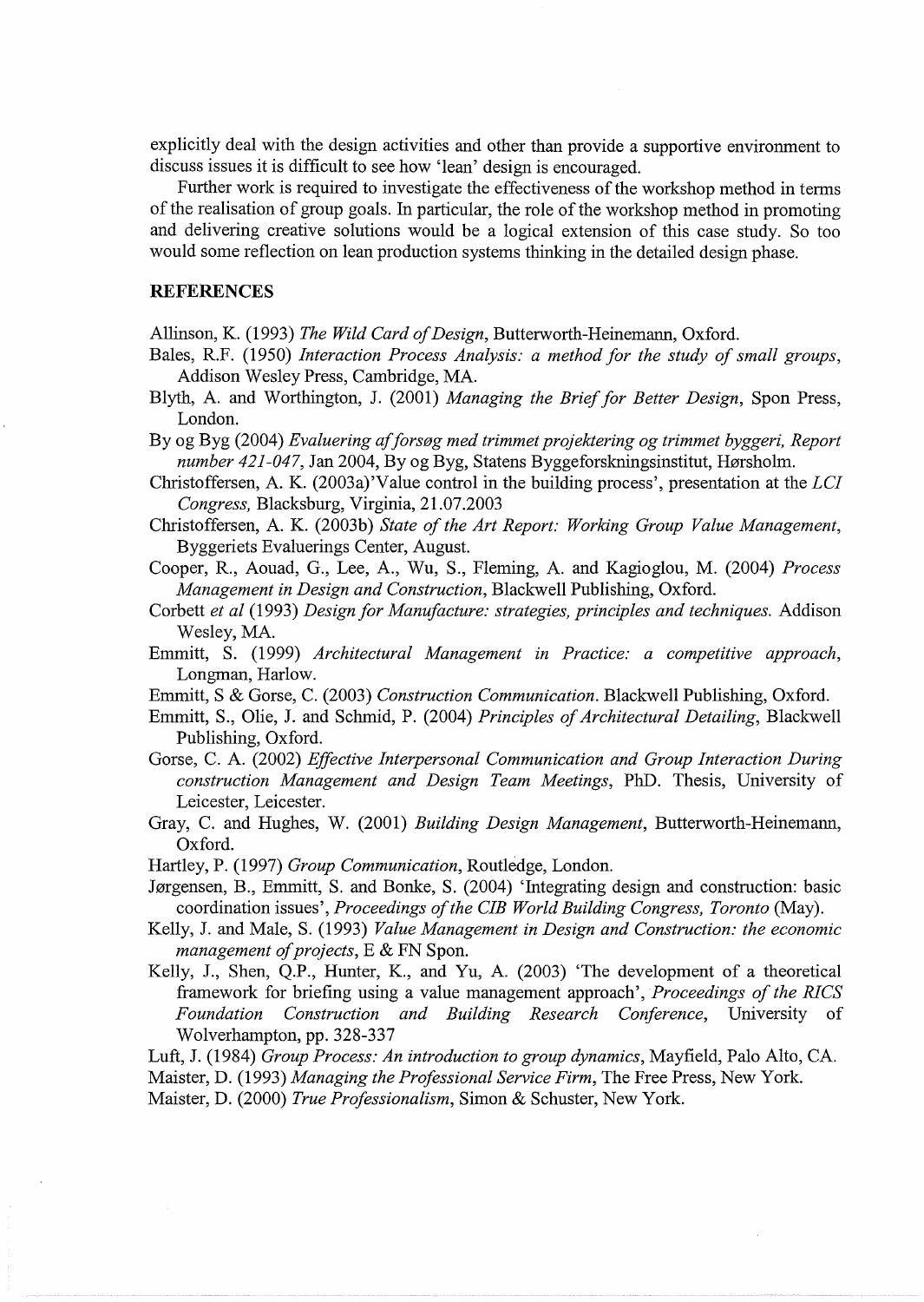explicitly deal with the design activities and other than provide a supportive environment to discuss issues it is difficult to see how 'lean' design is encouraged.

Further work is required to investigate the effectiveness of the workshop method in terms of the realisation of group goals. In particular, the role of the workshop method in promoting and delivering creative solutions would be a logical extension of this case study. So too would some reflection on lean production systems thinking in the detailed design phase.

## REFERENCES

Allinson, K. (1993) *The Wild Card of Design*, Butterworth-Heinemann, Oxford.

Bales, R.F. (1950) *Interaction Process Analysis: a method for the study of small groups*, Addison Wesley Press, Cambridge, MA.

Blyth, A. and Worthington, J. (2001) *Managing the Brief for Better Design*, Spon Press, London.

By og Byg (2004) *Evaluering af forsøg med trimmet projektering og trimmet byggeri, Report number 421-047*, Jan 2004, By og Byg, Statens Byggeforskningsinstitut, Hørsholm.

Christoffersen, A. K. (2003a)'Value control in the building process', presentation at the *LCI Congress*, Blacksburg, Virginia, 21.07.2003

Christoffersen, A. K. (2003b) *State of the Art Report: Working Group Value Management*, Byggeriets Evaluerings Center, August.

Cooper, R., Aouad, G., Lee, A., Wu, S., Fleming, A. and Kagioglou, M. (2004) *Process Management in Design and Construction*, Blackwell Publishing, Oxford.

Corbett *et al* (1993) *Design for Manufacture: strategies, principles and techniques*. Addison Wesley, MA.

Emmitt, S. (1999) *Architectural Management in Practice: a competitive approach*, Longman, Harlow.

Emmitt, S & Gorse, C. (2003) *Construction Communication*. Blackwell Publishing, Oxford.

Emmitt, S., Olie, J. and Schmid, P. (2004) *Principles of Architectural Detailing*, Blackwell Publishing, Oxford.

Gorse, C. A. (2002) *Effective Interpersonal Communication and Group Interaction During construction Management and Design Team Meetings*, PhD. Thesis, University of Leicester, Leicester.

Gray, C. and Hughes, W. (2001) *Building Design Management*, Butterworth-Heinemann, Oxford.

Hartley, P. (1997) *Group Communication*, Routledge, London.

Jørgensen, B., Emmitt, S. and Bonke, S. (2004) 'Integrating design and construction: basic coordination issues', *Proceedings of the CIB World Building Congress, Toronto* (May).

Kelly, J. and Male, S. (1993) *Value Management in Design and Construction: the economic management of projects*, E & FN Spon.

Kelly, J., Shen, Q.P., Hunter, K., and Yu, A. (2003) 'The development of a theoretical framework for briefing using a value management approach', *Proceedings of the RICS Foundation Construction and Building Research Conference*, University of Wolverhampton, pp. 328-337

Luft, J. (1984) *Group Process: An introduction to group dynamics*, Mayfield, Palo Alto, CA.

Maister, D. (1993) *Managing the Professional Service Firm*, The Free Press, New York.

Maister, D. (2000) *True Professionalism*, Simon & Schuster, New York.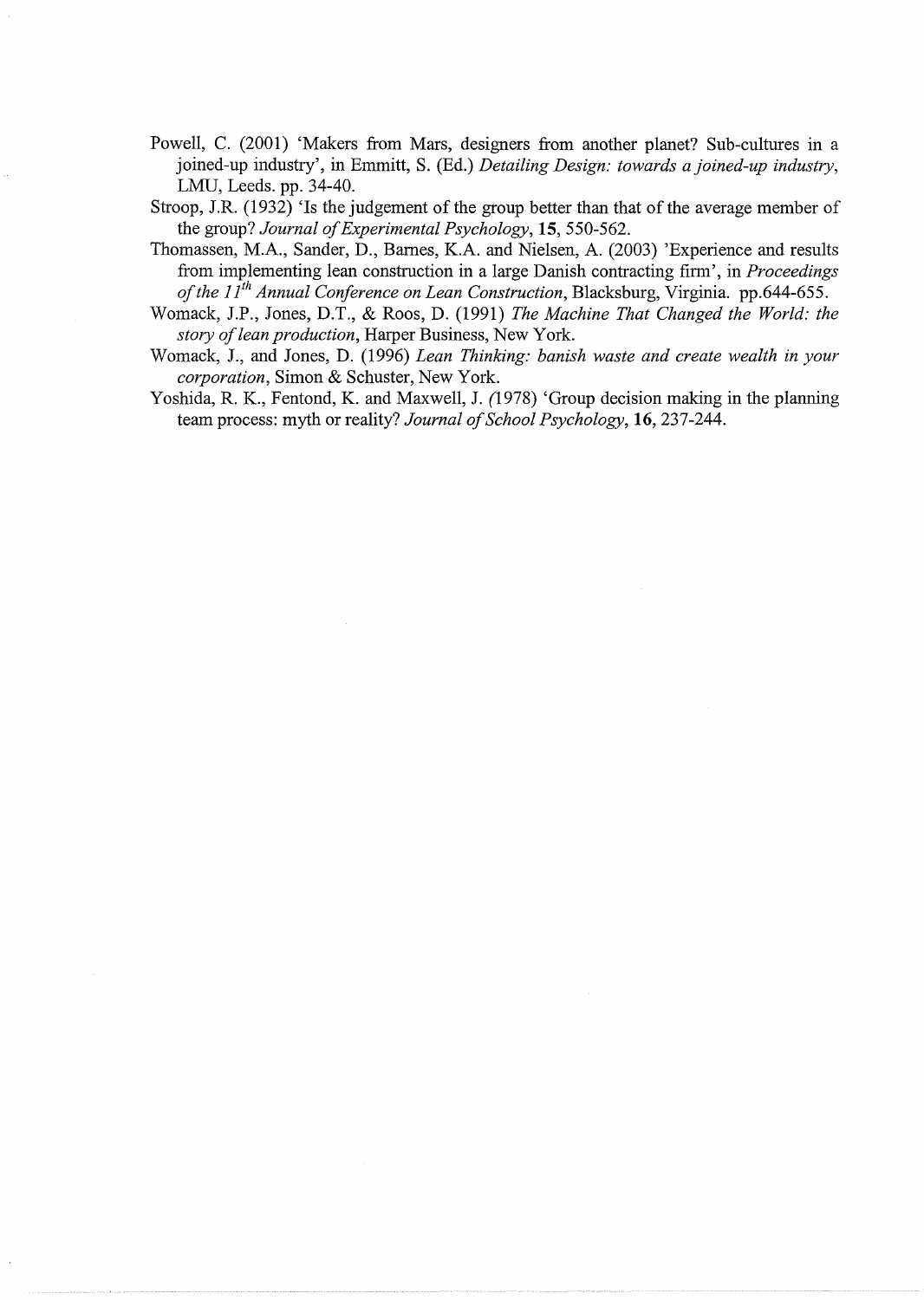Powell, C. (2001) 'Makers from Mars, designers from another planet? Sub-cultures in a joined-up industry', in Emmitt, S. (Ed.) *Detailing Design: towards a joined-up industry*, LMU, Leeds. pp. 34-40.

Stroop, J.R. (1932) 'Is the judgement of the group better than that of the average member of the group? *Journal of Experimental Psychology*, **15**, 550-562.

Thomassen, M.A., Sander, D., Barnes, K.A. and Nielsen, A. (2003) 'Experience and results from implementing lean construction in a large Danish contracting firm', in *Proceedings of the 11th Annual Conference on Lean Construction*, Blacksburg, Virginia. pp.644-655.

Womack, J.P., Jones, D.T., & Roos, D. (1991) *The Machine That Changed the World: the story of lean production*, Harper Business, New York.

Womack, J., and Jones, D. (1996) *Lean Thinking: banish waste and create wealth in your corporation*, Simon & Schuster, New York.

Yoshida, R. K., Fentond, K. and Maxwell, J. (1978) 'Group decision making in the planning team process: myth or reality? *Journal of School Psychology*, **16**, 237-244.